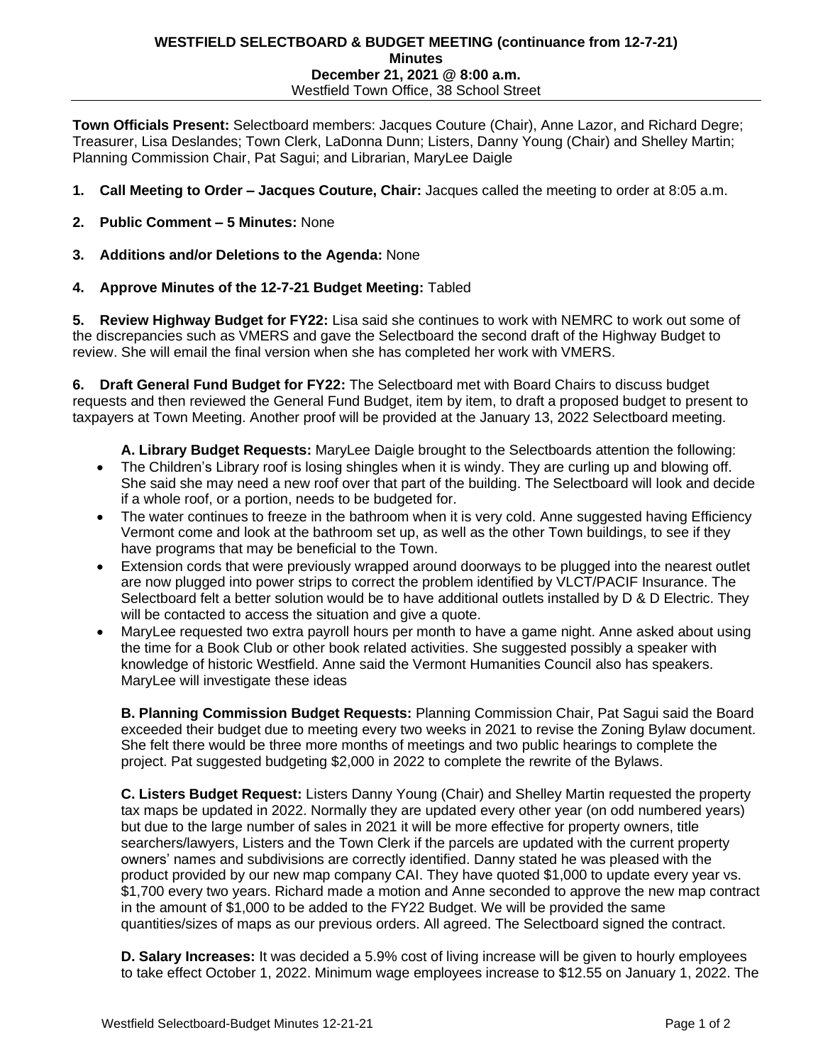# WESTFIELD SELECTBOARD & BUDGET MEETING (continuance from 12-7-21)

## Minutes

**December 21, 2021 @ 8:00 a.m.**

Westfield Town Office, 38 School Street

**Town Officials Present:** Selectboard members: Jacques Couture (Chair), Anne Lazor, and Richard Degre; Treasurer, Lisa Deslandes; Town Clerk, LaDonna Dunn; Listers, Danny Young (Chair) and Shelley Martin; Planning Commission Chair, Pat Sagui; and Librarian, MaryLee Daigle

1. **Call Meeting to Order – Jacques Couture, Chair:** Jacques called the meeting to order at 8:05 a.m.

2. **Public Comment – 5 Minutes:** None

3. **Additions and/or Deletions to the Agenda:** None

4. **Approve Minutes of the 12-7-21 Budget Meeting:** Tabled

**5. Review Highway Budget for FY22:** Lisa said she continues to work with NEMRC to work out some of the discrepancies such as VMERS and gave the Selectboard the second draft of the Highway Budget to review. She will email the final version when she has completed her work with VMERS.

**6. Draft General Fund Budget for FY22:** The Selectboard met with Board Chairs to discuss budget requests and then reviewed the General Fund Budget, item by item, to draft a proposed budget to present to taxpayers at Town Meeting. Another proof will be provided at the January 13, 2022 Selectboard meeting.

**A. Library Budget Requests:** MaryLee Daigle brought to the Selectboards attention the following:

- The Children's Library roof is losing shingles when it is windy. They are curling up and blowing off. She said she may need a new roof over that part of the building. The Selectboard will look and decide if a whole roof, or a portion, needs to be budgeted for.
- The water continues to freeze in the bathroom when it is very cold. Anne suggested having Efficiency Vermont come and look at the bathroom set up, as well as the other Town buildings, to see if they have programs that may be beneficial to the Town.
- Extension cords that were previously wrapped around doorways to be plugged into the nearest outlet are now plugged into power strips to correct the problem identified by VLCT/PACIF Insurance. The Selectboard felt a better solution would be to have additional outlets installed by D & D Electric. They will be contacted to access the situation and give a quote.
- MaryLee requested two extra payroll hours per month to have a game night. Anne asked about using the time for a Book Club or other book related activities. She suggested possibly a speaker with knowledge of historic Westfield. Anne said the Vermont Humanities Council also has speakers. MaryLee will investigate these ideas

**B. Planning Commission Budget Requests:** Planning Commission Chair, Pat Sagui said the Board exceeded their budget due to meeting every two weeks in 2021 to revise the Zoning Bylaw document. She felt there would be three more months of meetings and two public hearings to complete the project. Pat suggested budgeting $2,000 in 2022 to complete the rewrite of the Bylaws.

**C. Listers Budget Request:** Listers Danny Young (Chair) and Shelley Martin requested the property tax maps be updated in 2022. Normally they are updated every other year (on odd numbered years) but due to the large number of sales in 2021 it will be more effective for property owners, title searchers/lawyers, Listers and the Town Clerk if the parcels are updated with the current property owners' names and subdivisions are correctly identified. Danny stated he was pleased with the product provided by our new map company CAI. They have quoted $1,000 to update every year vs. $1,700 every two years. Richard made a motion and Anne seconded to approve the new map contract in the amount of $1,000 to be added to the FY22 Budget. We will be provided the same quantities/sizes of maps as our previous orders. All agreed. The Selectboard signed the contract.

**D. Salary Increases:** It was decided a 5.9% cost of living increase will be given to hourly employees to take effect October 1, 2022. Minimum wage employees increase to $12.55 on January 1, 2022. The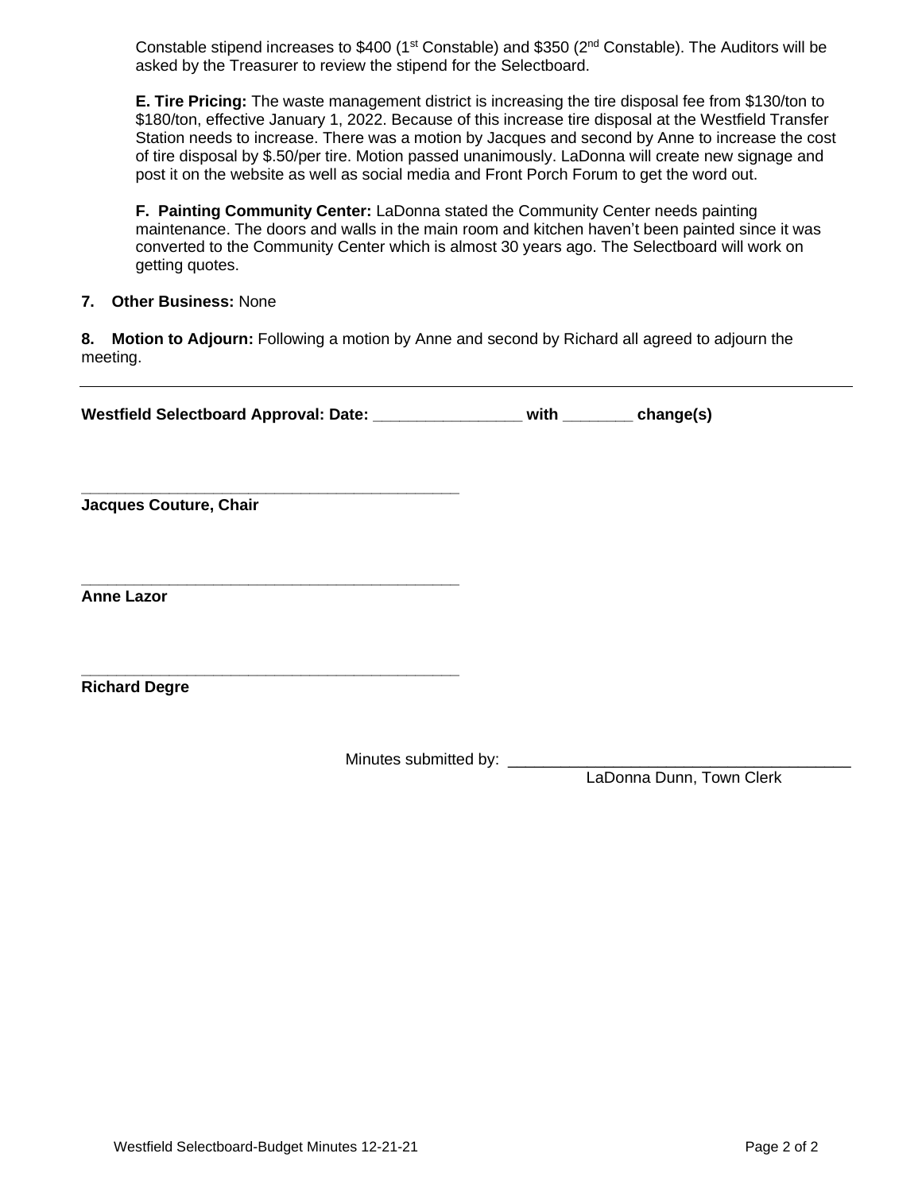Constable stipend increases to $400 (1st Constable) and $350 (2nd Constable). The Auditors will be asked by the Treasurer to review the stipend for the Selectboard.

**E. Tire Pricing:** The waste management district is increasing the tire disposal fee from $130/ton to $180/ton, effective January 1, 2022. Because of this increase tire disposal at the Westfield Transfer Station needs to increase. There was a motion by Jacques and second by Anne to increase the cost of tire disposal by $.50/per tire. Motion passed unanimously. LaDonna will create new signage and post it on the website as well as social media and Front Porch Forum to get the word out.

**F. Painting Community Center:** LaDonna stated the Community Center needs painting maintenance. The doors and walls in the main room and kitchen haven't been painted since it was converted to the Community Center which is almost 30 years ago. The Selectboard will work on getting quotes.

**7. Other Business:** None

**8. Motion to Adjourn:** Following a motion by Anne and second by Richard all agreed to adjourn the meeting.

---

**Westfield Selectboard Approval: Date: ________________ with _______ change(s)**

_____________________________________________
**Jacques Couture, Chair**

_____________________________________________
**Anne Lazor**

_____________________________________________
**Richard Degre**

Minutes submitted by: _______________________________________
LaDonna Dunn, Town Clerk